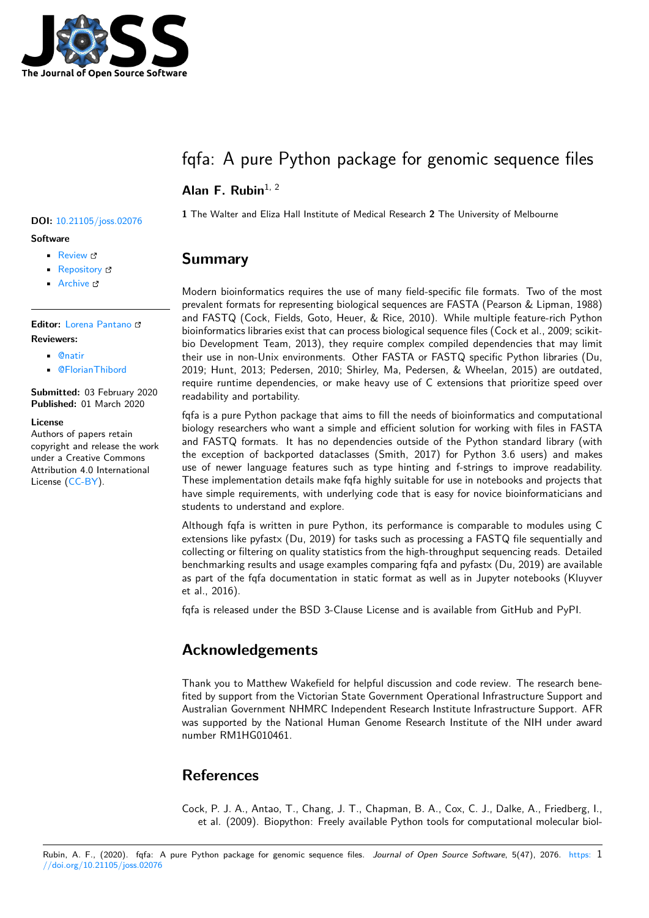# fqfa: A pure Python package for genomic sequence files

**Alan F. Rubin**[1, 2]

**1** The Walter and Eliza Hall Institute of Medical Research **2** The University of Melbourne

**DOI:** 10.21105/joss.02076

**Software**

- Review
- Repository
- Archive

**Editor:** Lorena Pantano

**Reviewers:**

- @natir
- @FlorianThibord

**Submitted:** 03 February 2020
**Published:** 01 March 2020

**License**
Authors of papers retain copyright and release the work under a Creative Commons Attribution 4.0 International License (CC-BY).

## Summary

Modern bioinformatics requires the use of many field-specific file formats. Two of the most prevalent formats for representing biological sequences are FASTA (Pearson & Lipman, 1988) and FASTQ (Cock, Fields, Goto, Heuer, & Rice, 2010). While multiple feature-rich Python bioinformatics libraries exist that can process biological sequence files (Cock et al., 2009; scikit-bio Development Team, 2013), they require complex compiled dependencies that may limit their use in non-Unix environments. Other FASTA or FASTQ specific Python libraries (Du, 2019; Hunt, 2013; Pedersen, 2010; Shirley, Ma, Pedersen, & Wheelan, 2015) are outdated, require runtime dependencies, or make heavy use of C extensions that prioritize speed over readability and portability.

fqfa is a pure Python package that aims to fill the needs of bioinformatics and computational biology researchers who want a simple and efficient solution for working with files in FASTA and FASTQ formats. It has no dependencies outside of the Python standard library (with the exception of backported dataclasses (Smith, 2017) for Python 3.6 users) and makes use of newer language features such as type hinting and f-strings to improve readability. These implementation details make fqfa highly suitable for use in notebooks and projects that have simple requirements, with underlying code that is easy for novice bioinformaticians and students to understand and explore.

Although fqfa is written in pure Python, its performance is comparable to modules using C extensions like pyfastx (Du, 2019) for tasks such as processing a FASTQ file sequentially and collecting or filtering on quality statistics from the high-throughput sequencing reads. Detailed benchmarking results and usage examples comparing fqfa and pyfastx (Du, 2019) are available as part of the fqfa documentation in static format as well as in Jupyter notebooks (Kluyver et al., 2016).

fqfa is released under the BSD 3-Clause License and is available from GitHub and PyPI.

## Acknowledgements

Thank you to Matthew Wakefield for helpful discussion and code review. The research benefited by support from the Victorian State Government Operational Infrastructure Support and Australian Government NHMRC Independent Research Institute Infrastructure Support. AFR was supported by the National Human Genome Research Institute of the NIH under award number RM1HG010461.

## References

Cock, P. J. A., Antao, T., Chang, J. T., Chapman, B. A., Cox, C. J., Dalke, A., Friedberg, I., et al. (2009). Biopython: Freely available Python tools for computational molecular biol-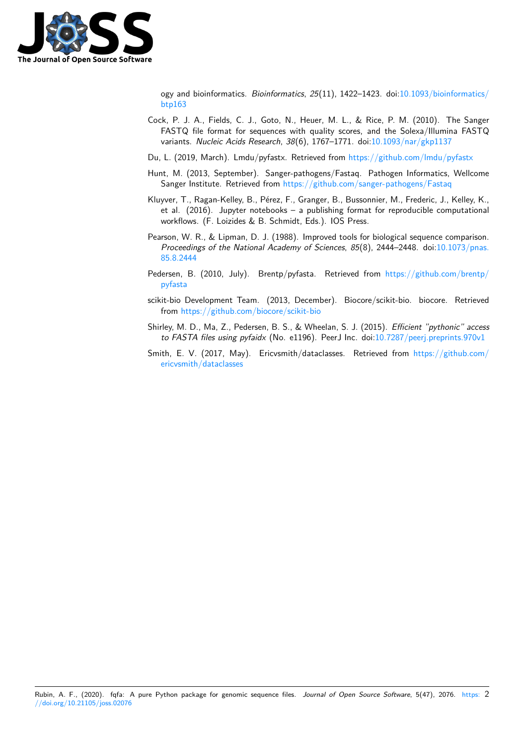ogy and bioinformatics. *Bioinformatics*, *25*(11), 1422–1423. doi:10.1093/bioinformatics/btp163

Cock, P. J. A., Fields, C. J., Goto, N., Heuer, M. L., & Rice, P. M. (2010). The Sanger FASTQ file format for sequences with quality scores, and the Solexa/Illumina FASTQ variants. *Nucleic Acids Research*, *38*(6), 1767–1771. doi:10.1093/nar/gkp1137

Du, L. (2019, March). Lmdu/pyfastx. Retrieved from https://github.com/lmdu/pyfastx

Hunt, M. (2013, September). Sanger-pathogens/Fastaq. Pathogen Informatics, Wellcome Sanger Institute. Retrieved from https://github.com/sanger-pathogens/Fastaq

Kluyver, T., Ragan-Kelley, B., Pérez, F., Granger, B., Bussonnier, M., Frederic, J., Kelley, K., et al. (2016). Jupyter notebooks – a publishing format for reproducible computational workflows. (F. Loizides & B. Schmidt, Eds.). IOS Press.

Pearson, W. R., & Lipman, D. J. (1988). Improved tools for biological sequence comparison. *Proceedings of the National Academy of Sciences*, *85*(8), 2444–2448. doi:10.1073/pnas.85.8.2444

Pedersen, B. (2010, July). Brentp/pyfasta. Retrieved from https://github.com/brentp/pyfasta

scikit-bio Development Team. (2013, December). Biocore/scikit-bio. biocore. Retrieved from https://github.com/biocore/scikit-bio

Shirley, M. D., Ma, Z., Pedersen, B. S., & Wheelan, S. J. (2015). *Efficient "pythonic" access to FASTA files using pyfaidx* (No. e1196). PeerJ Inc. doi:10.7287/peerj.preprints.970v1

Smith, E. V. (2017, May). Ericvsmith/dataclasses. Retrieved from https://github.com/ericvsmith/dataclasses